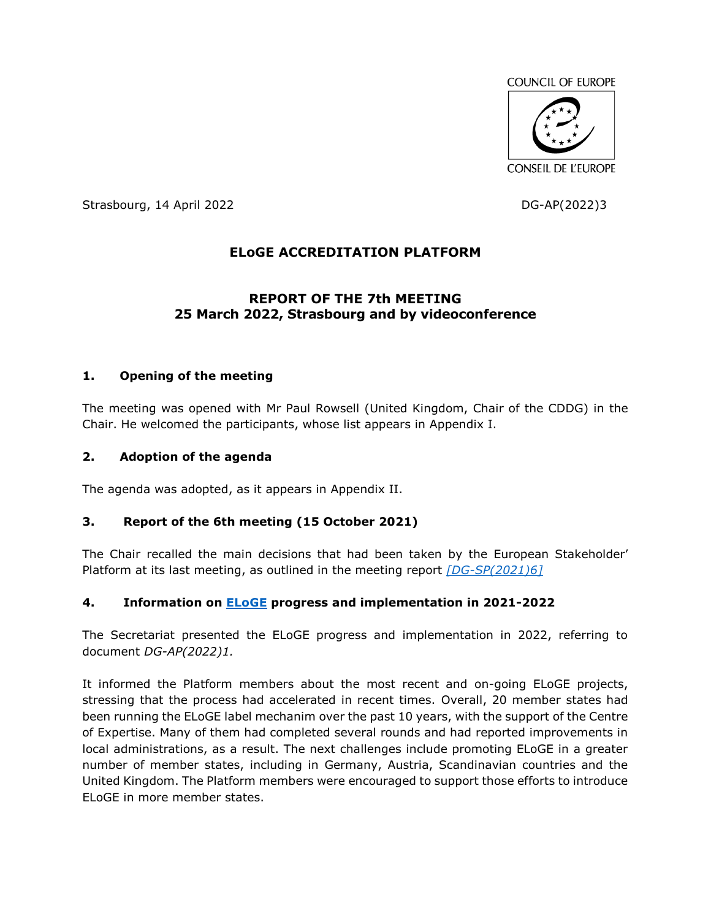COUNCIL OF EUROPE

CONSEIL DE L'EUROPE

Strasbourg, 14 April 2022

DG-AP(2022)3

# ELoGE ACCREDITATION PLATFORM

## REPORT OF THE 7th MEETING
## 25 March 2022, Strasbourg and by videoconference

### 1. Opening of the meeting

The meeting was opened with Mr Paul Rowsell (United Kingdom, Chair of the CDDG) in the Chair. He welcomed the participants, whose list appears in Appendix I.

### 2. Adoption of the agenda

The agenda was adopted, as it appears in Appendix II.

### 3. Report of the 6th meeting (15 October 2021)

The Chair recalled the main decisions that had been taken by the European Stakeholder' Platform at its last meeting, as outlined in the meeting report *[DG-SP(2021)6]*

### 4. Information on ELoGE progress and implementation in 2021-2022

The Secretariat presented the ELoGE progress and implementation in 2022, referring to document *DG-AP(2022)1.*

It informed the Platform members about the most recent and on-going ELoGE projects, stressing that the process had accelerated in recent times. Overall, 20 member states had been running the ELoGE label mechanim over the past 10 years, with the support of the Centre of Expertise. Many of them had completed several rounds and had reported improvements in local administrations, as a result. The next challenges include promoting ELoGE in a greater number of member states, including in Germany, Austria, Scandinavian countries and the United Kingdom. The Platform members were encouraged to support those efforts to introduce ELoGE in more member states.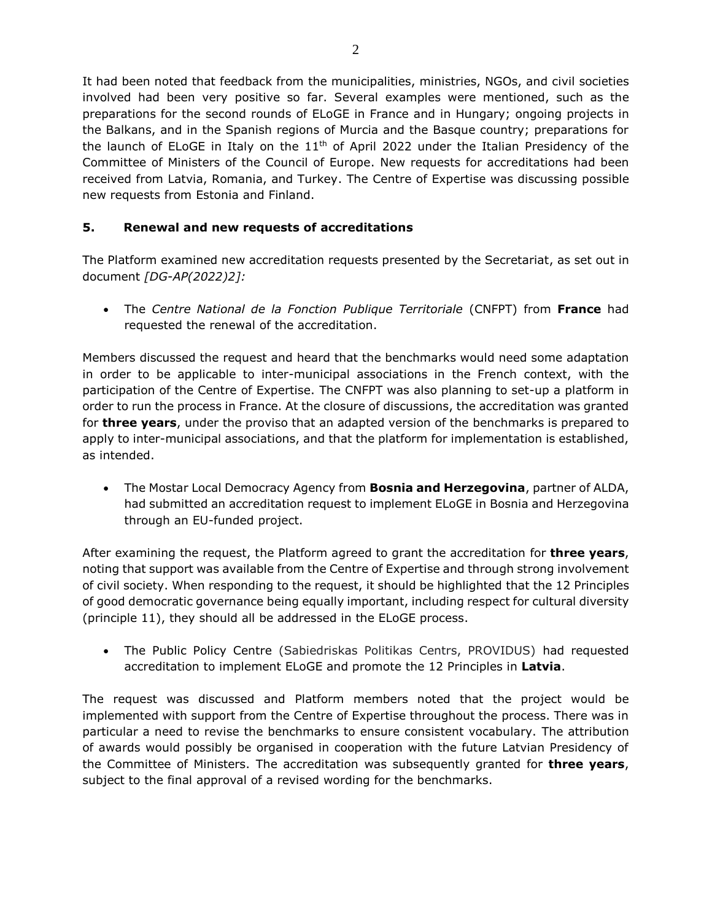It had been noted that feedback from the municipalities, ministries, NGOs, and civil societies involved had been very positive so far. Several examples were mentioned, such as the preparations for the second rounds of ELoGE in France and in Hungary; ongoing projects in the Balkans, and in the Spanish regions of Murcia and the Basque country; preparations for the launch of ELoGE in Italy on the 11th of April 2022 under the Italian Presidency of the Committee of Ministers of the Council of Europe. New requests for accreditations had been received from Latvia, Romania, and Turkey. The Centre of Expertise was discussing possible new requests from Estonia and Finland.

## 5. Renewal and new requests of accreditations

The Platform examined new accreditation requests presented by the Secretariat, as set out in document *[DG-AP(2022)2]:*

- The *Centre National de la Fonction Publique Territoriale* (CNFPT) from **France** had requested the renewal of the accreditation.

Members discussed the request and heard that the benchmarks would need some adaptation in order to be applicable to inter-municipal associations in the French context, with the participation of the Centre of Expertise. The CNFPT was also planning to set-up a platform in order to run the process in France. At the closure of discussions, the accreditation was granted for **three years**, under the proviso that an adapted version of the benchmarks is prepared to apply to inter-municipal associations, and that the platform for implementation is established, as intended.

- The Mostar Local Democracy Agency from **Bosnia and Herzegovina**, partner of ALDA, had submitted an accreditation request to implement ELoGE in Bosnia and Herzegovina through an EU-funded project.

After examining the request, the Platform agreed to grant the accreditation for **three years**, noting that support was available from the Centre of Expertise and through strong involvement of civil society. When responding to the request, it should be highlighted that the 12 Principles of good democratic governance being equally important, including respect for cultural diversity (principle 11), they should all be addressed in the ELoGE process.

- The Public Policy Centre (Sabiedriskas Politikas Centrs, PROVIDUS) had requested accreditation to implement ELoGE and promote the 12 Principles in **Latvia**.

The request was discussed and Platform members noted that the project would be implemented with support from the Centre of Expertise throughout the process. There was in particular a need to revise the benchmarks to ensure consistent vocabulary. The attribution of awards would possibly be organised in cooperation with the future Latvian Presidency of the Committee of Ministers. The accreditation was subsequently granted for **three years**, subject to the final approval of a revised wording for the benchmarks.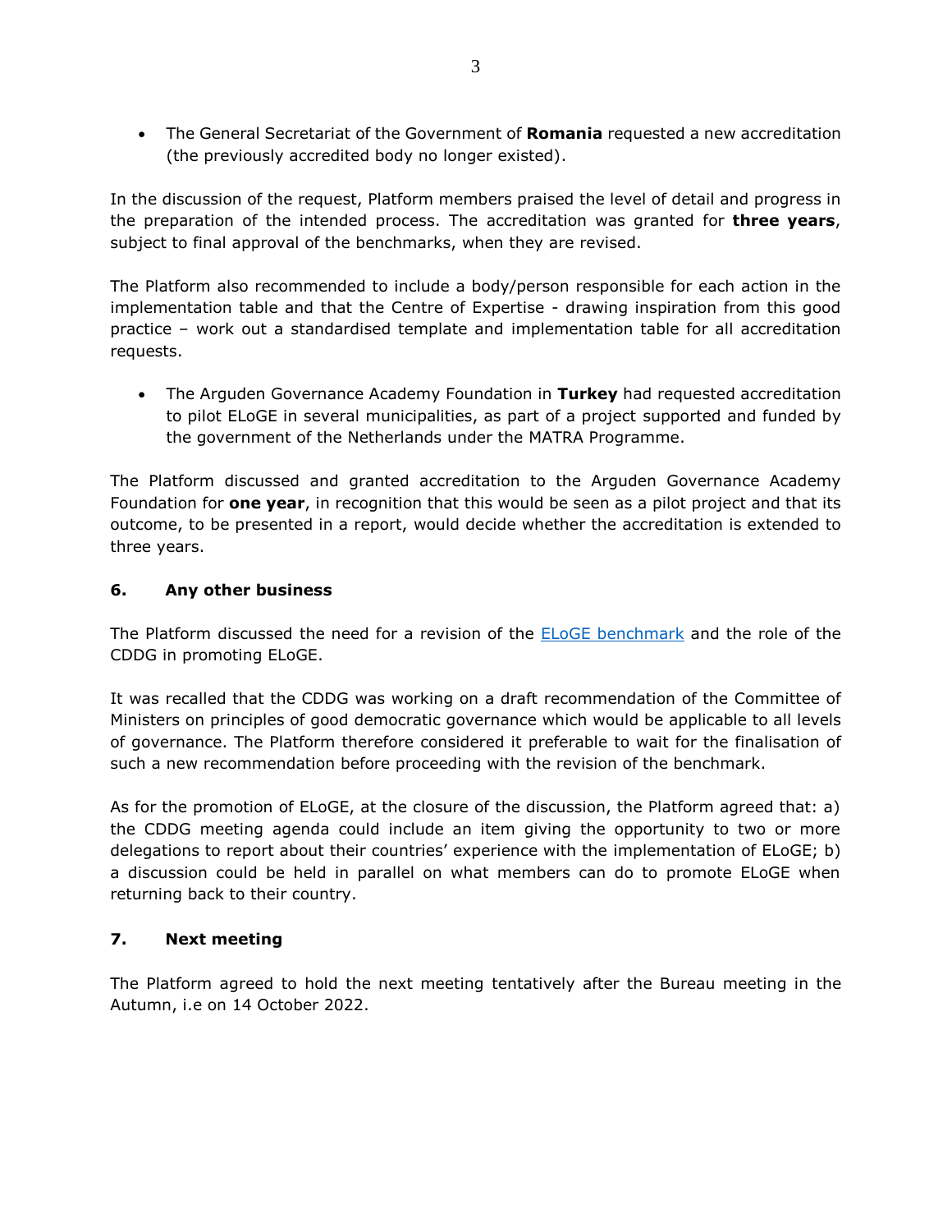- The General Secretariat of the Government of **Romania** requested a new accreditation (the previously accredited body no longer existed).

In the discussion of the request, Platform members praised the level of detail and progress in the preparation of the intended process. The accreditation was granted for **three years**, subject to final approval of the benchmarks, when they are revised.

The Platform also recommended to include a body/person responsible for each action in the implementation table and that the Centre of Expertise - drawing inspiration from this good practice – work out a standardised template and implementation table for all accreditation requests.

- The Arguden Governance Academy Foundation in **Turkey** had requested accreditation to pilot ELoGE in several municipalities, as part of a project supported and funded by the government of the Netherlands under the MATRA Programme.

The Platform discussed and granted accreditation to the Arguden Governance Academy Foundation for **one year**, in recognition that this would be seen as a pilot project and that its outcome, to be presented in a report, would decide whether the accreditation is extended to three years.

## 6. Any other business

The Platform discussed the need for a revision of the ELoGE benchmark and the role of the CDDG in promoting ELoGE.

It was recalled that the CDDG was working on a draft recommendation of the Committee of Ministers on principles of good democratic governance which would be applicable to all levels of governance. The Platform therefore considered it preferable to wait for the finalisation of such a new recommendation before proceeding with the revision of the benchmark.

As for the promotion of ELoGE, at the closure of the discussion, the Platform agreed that: a) the CDDG meeting agenda could include an item giving the opportunity to two or more delegations to report about their countries' experience with the implementation of ELoGE; b) a discussion could be held in parallel on what members can do to promote ELoGE when returning back to their country.

## 7. Next meeting

The Platform agreed to hold the next meeting tentatively after the Bureau meeting in the Autumn, i.e on 14 October 2022.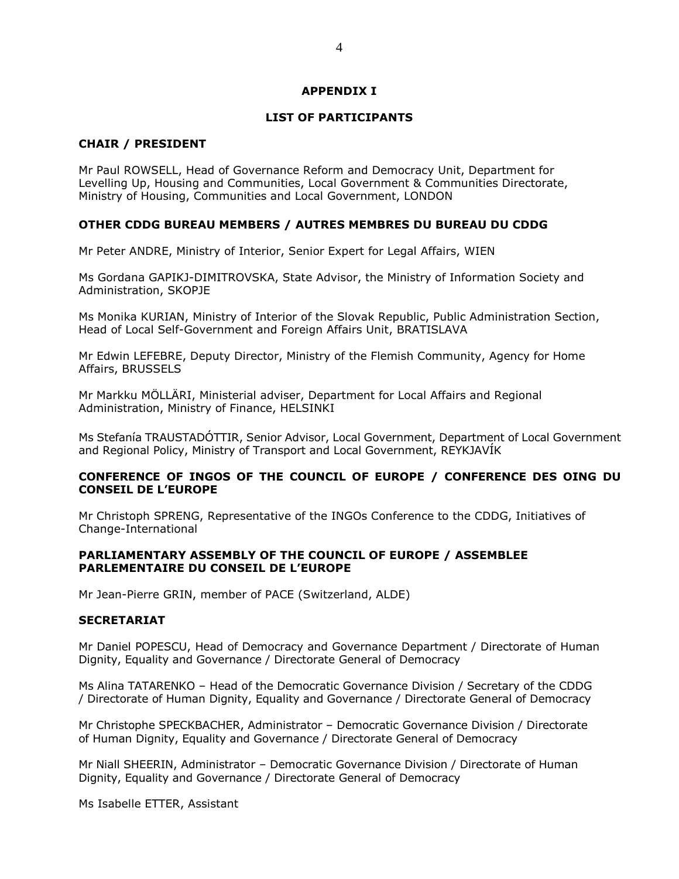## APPENDIX I

## LIST OF PARTICIPANTS

### CHAIR / PRESIDENT

Mr Paul ROWSELL, Head of Governance Reform and Democracy Unit, Department for Levelling Up, Housing and Communities, Local Government & Communities Directorate, Ministry of Housing, Communities and Local Government, LONDON

### OTHER CDDG BUREAU MEMBERS / AUTRES MEMBRES DU BUREAU DU CDDG

Mr Peter ANDRE, Ministry of Interior, Senior Expert for Legal Affairs, WIEN

Ms Gordana GAPIKJ-DIMITROVSKA, State Advisor, the Ministry of Information Society and Administration, SKOPJE

Ms Monika KURIAN, Ministry of Interior of the Slovak Republic, Public Administration Section, Head of Local Self-Government and Foreign Affairs Unit, BRATISLAVA

Mr Edwin LEFEBRE, Deputy Director, Ministry of the Flemish Community, Agency for Home Affairs, BRUSSELS

Mr Markku MÖLLÄRI, Ministerial adviser, Department for Local Affairs and Regional Administration, Ministry of Finance, HELSINKI

Ms Stefanía TRAUSTADÓTTIR, Senior Advisor, Local Government, Department of Local Government and Regional Policy, Ministry of Transport and Local Government, REYKJAVÍK

### CONFERENCE OF INGOS OF THE COUNCIL OF EUROPE / CONFERENCE DES OING DU CONSEIL DE L'EUROPE

Mr Christoph SPRENG, Representative of the INGOs Conference to the CDDG, Initiatives of Change-International

### PARLIAMENTARY ASSEMBLY OF THE COUNCIL OF EUROPE / ASSEMBLEE PARLEMENTAIRE DU CONSEIL DE L'EUROPE

Mr Jean-Pierre GRIN, member of PACE (Switzerland, ALDE)

### SECRETARIAT

Mr Daniel POPESCU, Head of Democracy and Governance Department / Directorate of Human Dignity, Equality and Governance / Directorate General of Democracy

Ms Alina TATARENKO – Head of the Democratic Governance Division / Secretary of the CDDG / Directorate of Human Dignity, Equality and Governance / Directorate General of Democracy

Mr Christophe SPECKBACHER, Administrator – Democratic Governance Division / Directorate of Human Dignity, Equality and Governance / Directorate General of Democracy

Mr Niall SHEERIN, Administrator – Democratic Governance Division / Directorate of Human Dignity, Equality and Governance / Directorate General of Democracy

Ms Isabelle ETTER, Assistant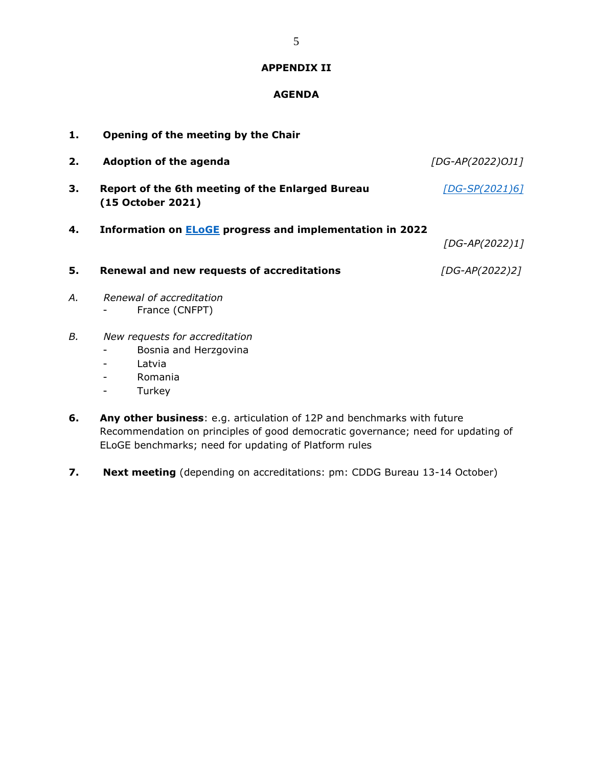## APPENDIX II

## AGENDA

1. **Opening of the meeting by the Chair**

2. **Adoption of the agenda** *[DG-AP(2022)OJ1]*

3. **Report of the 6th meeting of the Enlarged Bureau (15 October 2021)** *[DG-SP(2021)6]*

4. **Information on ELoGE progress and implementation in 2022** *[DG-AP(2022)1]*

5. **Renewal and new requests of accreditations** *[DG-AP(2022)2]*

*A. Renewal of accreditation*
- France (CNFPT)

*B. New requests for accreditation*
- Bosnia and Herzgovina
- Latvia
- Romania
- Turkey

6. **Any other business**: e.g. articulation of 12P and benchmarks with future Recommendation on principles of good democratic governance; need for updating of ELoGE benchmarks; need for updating of Platform rules

7. **Next meeting** (depending on accreditations: pm: CDDG Bureau 13-14 October)